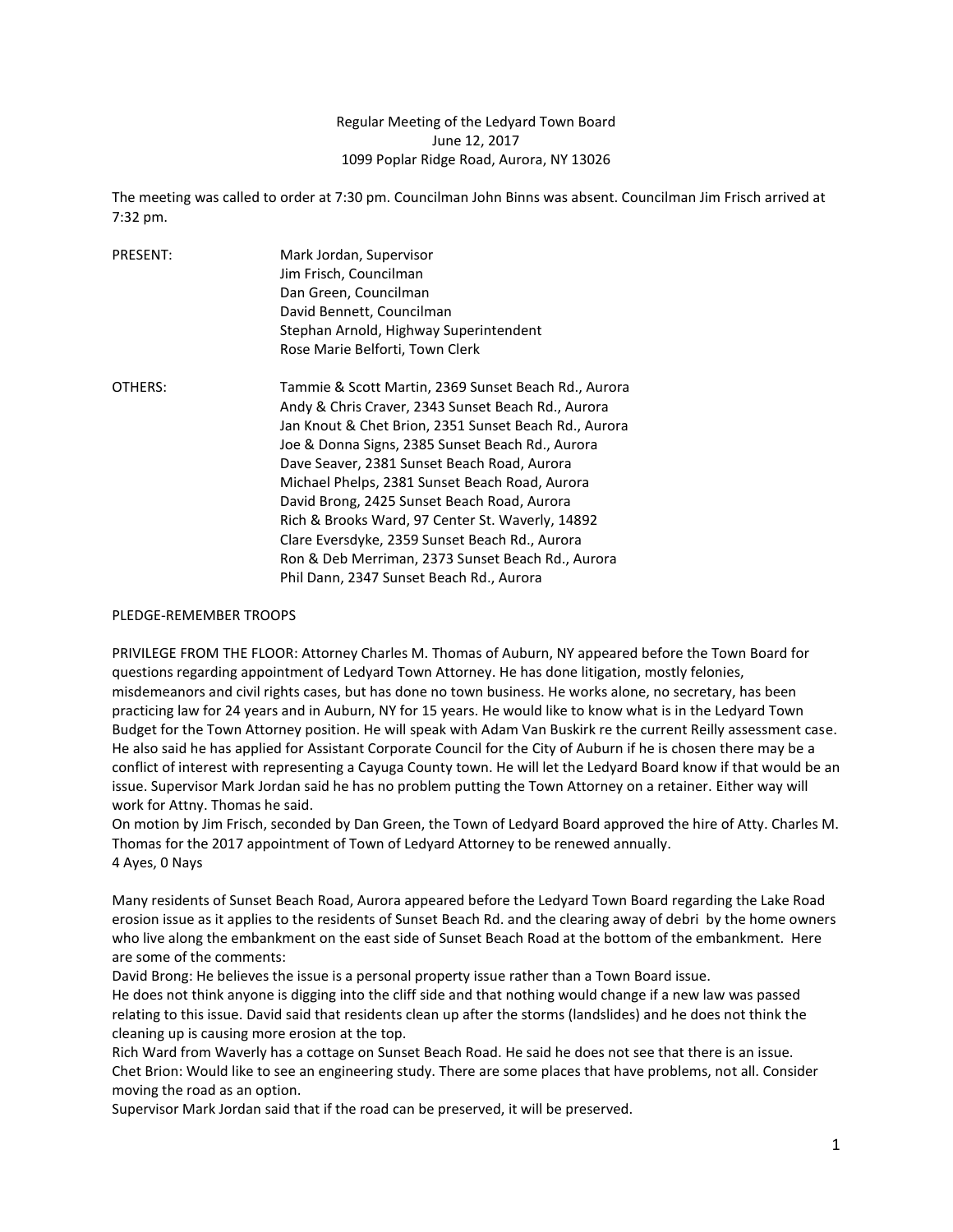Regular Meeting of the Ledyard Town Board
June 12, 2017
1099 Poplar Ridge Road, Aurora, NY 13026

The meeting was called to order at 7:30 pm. Councilman John Binns was absent. Councilman Jim Frisch arrived at 7:32 pm.

| | |
|---|---|
| PRESENT: | Mark Jordan, Supervisor |
| | Jim Frisch, Councilman |
| | Dan Green, Councilman |
| | David Bennett, Councilman |
| | Stephan Arnold, Highway Superintendent |
| | Rose Marie Belforti, Town Clerk |
| OTHERS: | Tammie & Scott Martin, 2369 Sunset Beach Rd., Aurora |
| | Andy & Chris Craver, 2343 Sunset Beach Rd., Aurora |
| | Jan Knout & Chet Brion, 2351 Sunset Beach Rd., Aurora |
| | Joe & Donna Signs, 2385 Sunset Beach Rd., Aurora |
| | Dave Seaver, 2381 Sunset Beach Road, Aurora |
| | Michael Phelps, 2381 Sunset Beach Road, Aurora |
| | David Brong, 2425 Sunset Beach Road, Aurora |
| | Rich & Brooks Ward, 97 Center St. Waverly, 14892 |
| | Clare Eversdyke, 2359 Sunset Beach Rd., Aurora |
| | Ron & Deb Merriman, 2373 Sunset Beach Rd., Aurora |
| | Phil Dann, 2347 Sunset Beach Rd., Aurora |

PLEDGE-REMEMBER TROOPS

PRIVILEGE FROM THE FLOOR: Attorney Charles M. Thomas of Auburn, NY appeared before the Town Board for questions regarding appointment of Ledyard Town Attorney. He has done litigation, mostly felonies, misdemeanors and civil rights cases, but has done no town business. He works alone, no secretary, has been practicing law for 24 years and in Auburn, NY for 15 years. He would like to know what is in the Ledyard Town Budget for the Town Attorney position. He will speak with Adam Van Buskirk re the current Reilly assessment case. He also said he has applied for Assistant Corporate Council for the City of Auburn if he is chosen there may be a conflict of interest with representing a Cayuga County town. He will let the Ledyard Board know if that would be an issue. Supervisor Mark Jordan said he has no problem putting the Town Attorney on a retainer. Either way will work for Attny. Thomas he said.

On motion by Jim Frisch, seconded by Dan Green, the Town of Ledyard Board approved the hire of Atty. Charles M. Thomas for the 2017 appointment of Town of Ledyard Attorney to be renewed annually.
4 Ayes, 0 Nays

Many residents of Sunset Beach Road, Aurora appeared before the Ledyard Town Board regarding the Lake Road erosion issue as it applies to the residents of Sunset Beach Rd. and the clearing away of debri by the home owners who live along the embankment on the east side of Sunset Beach Road at the bottom of the embankment. Here are some of the comments:

David Brong: He believes the issue is a personal property issue rather than a Town Board issue. He does not think anyone is digging into the cliff side and that nothing would change if a new law was passed relating to this issue. David said that residents clean up after the storms (landslides) and he does not think the cleaning up is causing more erosion at the top.

Rich Ward from Waverly has a cottage on Sunset Beach Road. He said he does not see that there is an issue.

Chet Brion: Would like to see an engineering study. There are some places that have problems, not all. Consider moving the road as an option.

Supervisor Mark Jordan said that if the road can be preserved, it will be preserved.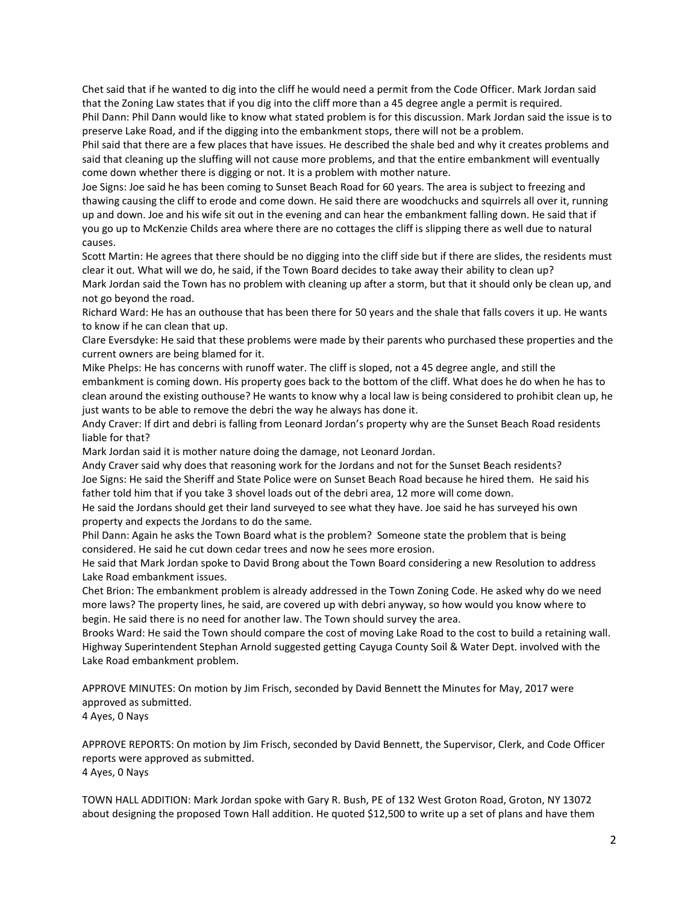Chet said that if he wanted to dig into the cliff he would need a permit from the Code Officer. Mark Jordan said that the Zoning Law states that if you dig into the cliff more than a 45 degree angle a permit is required.
Phil Dann: Phil Dann would like to know what stated problem is for this discussion. Mark Jordan said the issue is to preserve Lake Road, and if the digging into the embankment stops, there will not be a problem.
Phil said that there are a few places that have issues. He described the shale bed and why it creates problems and said that cleaning up the sluffing will not cause more problems, and that the entire embankment will eventually come down whether there is digging or not. It is a problem with mother nature.
Joe Signs: Joe said he has been coming to Sunset Beach Road for 60 years. The area is subject to freezing and thawing causing the cliff to erode and come down. He said there are woodchucks and squirrels all over it, running up and down. Joe and his wife sit out in the evening and can hear the embankment falling down. He said that if you go up to McKenzie Childs area where there are no cottages the cliff is slipping there as well due to natural causes.
Scott Martin: He agrees that there should be no digging into the cliff side but if there are slides, the residents must clear it out. What will we do, he said, if the Town Board decides to take away their ability to clean up?
Mark Jordan said the Town has no problem with cleaning up after a storm, but that it should only be clean up, and not go beyond the road.
Richard Ward: He has an outhouse that has been there for 50 years and the shale that falls covers it up. He wants to know if he can clean that up.
Clare Eversdyke: He said that these problems were made by their parents who purchased these properties and the current owners are being blamed for it.
Mike Phelps: He has concerns with runoff water. The cliff is sloped, not a 45 degree angle, and still the embankment is coming down. His property goes back to the bottom of the cliff. What does he do when he has to clean around the existing outhouse? He wants to know why a local law is being considered to prohibit clean up, he just wants to be able to remove the debri the way he always has done it.
Andy Craver: If dirt and debri is falling from Leonard Jordan's property why are the Sunset Beach Road residents liable for that?
Mark Jordan said it is mother nature doing the damage, not Leonard Jordan.
Andy Craver said why does that reasoning work for the Jordans and not for the Sunset Beach residents?
Joe Signs: He said the Sheriff and State Police were on Sunset Beach Road because he hired them. He said his father told him that if you take 3 shovel loads out of the debri area, 12 more will come down.
He said the Jordans should get their land surveyed to see what they have. Joe said he has surveyed his own property and expects the Jordans to do the same.
Phil Dann: Again he asks the Town Board what is the problem? Someone state the problem that is being considered. He said he cut down cedar trees and now he sees more erosion.
He said that Mark Jordan spoke to David Brong about the Town Board considering a new Resolution to address Lake Road embankment issues.
Chet Brion: The embankment problem is already addressed in the Town Zoning Code. He asked why do we need more laws? The property lines, he said, are covered up with debri anyway, so how would you know where to begin. He said there is no need for another law. The Town should survey the area.
Brooks Ward: He said the Town should compare the cost of moving Lake Road to the cost to build a retaining wall.
Highway Superintendent Stephan Arnold suggested getting Cayuga County Soil & Water Dept. involved with the Lake Road embankment problem.

APPROVE MINUTES: On motion by Jim Frisch, seconded by David Bennett the Minutes for May, 2017 were approved as submitted.
4 Ayes, 0 Nays

APPROVE REPORTS: On motion by Jim Frisch, seconded by David Bennett, the Supervisor, Clerk, and Code Officer reports were approved as submitted.
4 Ayes, 0 Nays

TOWN HALL ADDITION: Mark Jordan spoke with Gary R. Bush, PE of 132 West Groton Road, Groton, NY 13072 about designing the proposed Town Hall addition. He quoted $12,500 to write up a set of plans and have them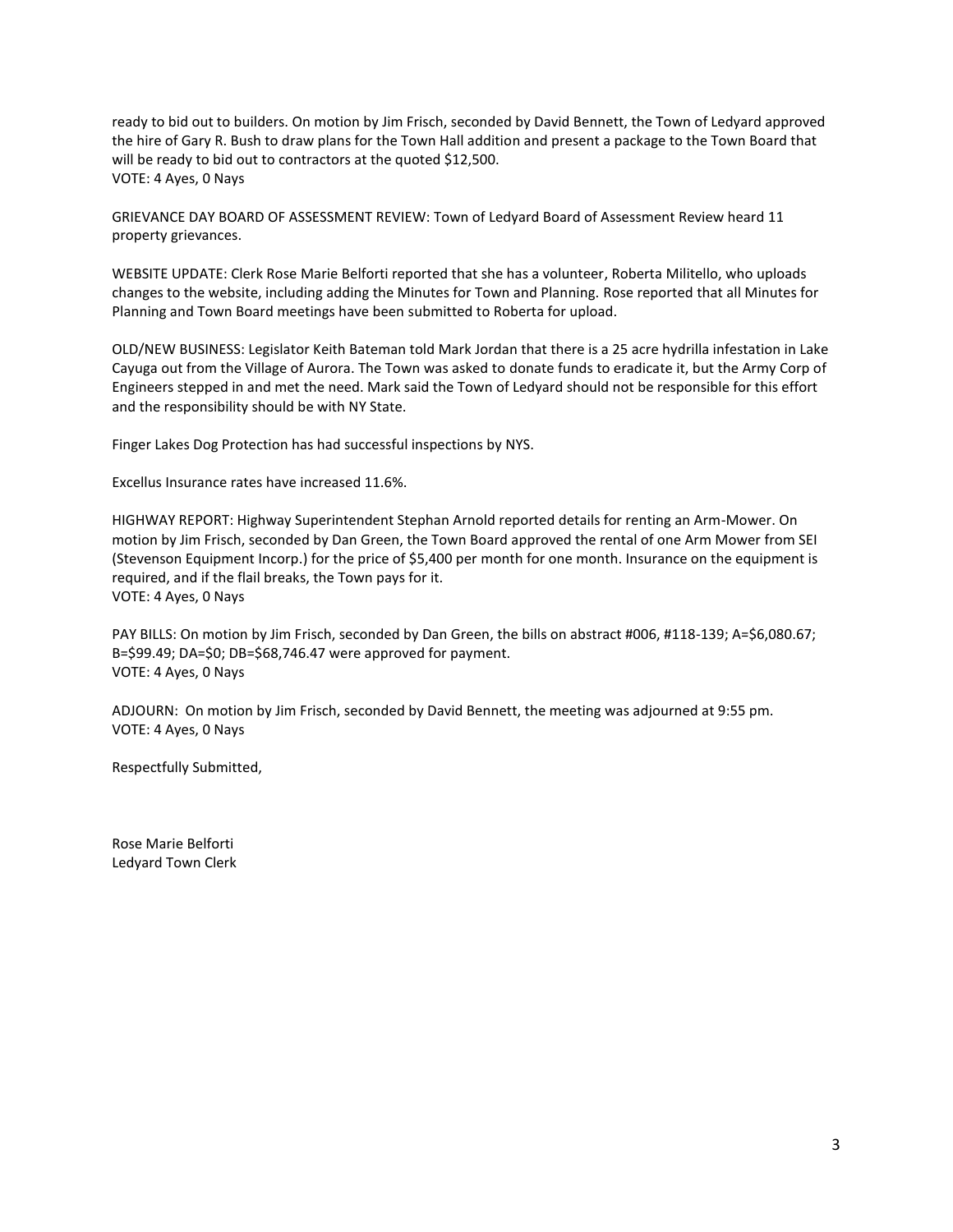ready to bid out to builders. On motion by Jim Frisch, seconded by David Bennett, the Town of Ledyard approved the hire of Gary R. Bush to draw plans for the Town Hall addition and present a package to the Town Board that will be ready to bid out to contractors at the quoted $12,500.
VOTE: 4 Ayes, 0 Nays

GRIEVANCE DAY BOARD OF ASSESSMENT REVIEW: Town of Ledyard Board of Assessment Review heard 11 property grievances.

WEBSITE UPDATE: Clerk Rose Marie Belforti reported that she has a volunteer, Roberta Militello, who uploads changes to the website, including adding the Minutes for Town and Planning. Rose reported that all Minutes for Planning and Town Board meetings have been submitted to Roberta for upload.

OLD/NEW BUSINESS: Legislator Keith Bateman told Mark Jordan that there is a 25 acre hydrilla infestation in Lake Cayuga out from the Village of Aurora. The Town was asked to donate funds to eradicate it, but the Army Corp of Engineers stepped in and met the need. Mark said the Town of Ledyard should not be responsible for this effort and the responsibility should be with NY State.

Finger Lakes Dog Protection has had successful inspections by NYS.

Excellus Insurance rates have increased 11.6%.

HIGHWAY REPORT: Highway Superintendent Stephan Arnold reported details for renting an Arm-Mower. On motion by Jim Frisch, seconded by Dan Green, the Town Board approved the rental of one Arm Mower from SEI (Stevenson Equipment Incorp.) for the price of $5,400 per month for one month. Insurance on the equipment is required, and if the flail breaks, the Town pays for it.
VOTE: 4 Ayes, 0 Nays

PAY BILLS: On motion by Jim Frisch, seconded by Dan Green, the bills on abstract #006, #118-139; A=$6,080.67; B=$99.49; DA=$0; DB=$68,746.47 were approved for payment.
VOTE: 4 Ayes, 0 Nays

ADJOURN: On motion by Jim Frisch, seconded by David Bennett, the meeting was adjourned at 9:55 pm.
VOTE: 4 Ayes, 0 Nays

Respectfully Submitted,

Rose Marie Belforti
Ledyard Town Clerk